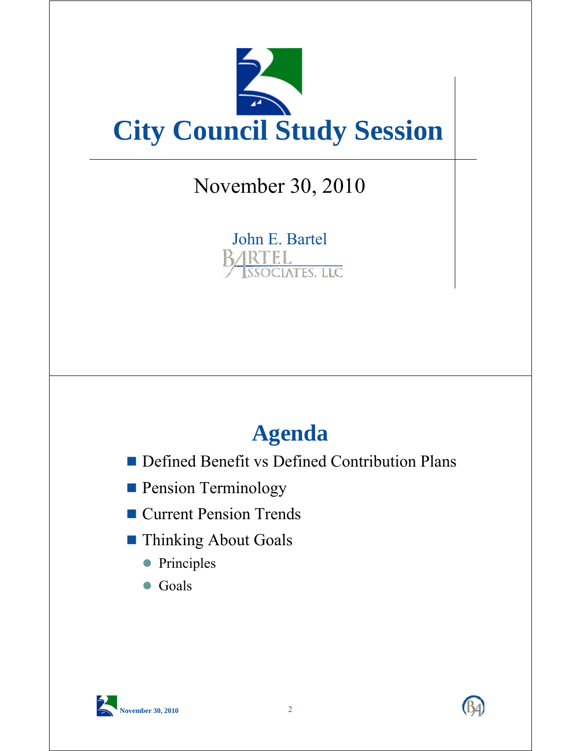# City Council Study Session

November 30, 2010

John E. Bartel

Bartel Associates, LLC

## Agenda

- Defined Benefit vs Defined Contribution Plans
- Pension Terminology
- Current Pension Trends
- Thinking About Goals
  - Principles
  - Goals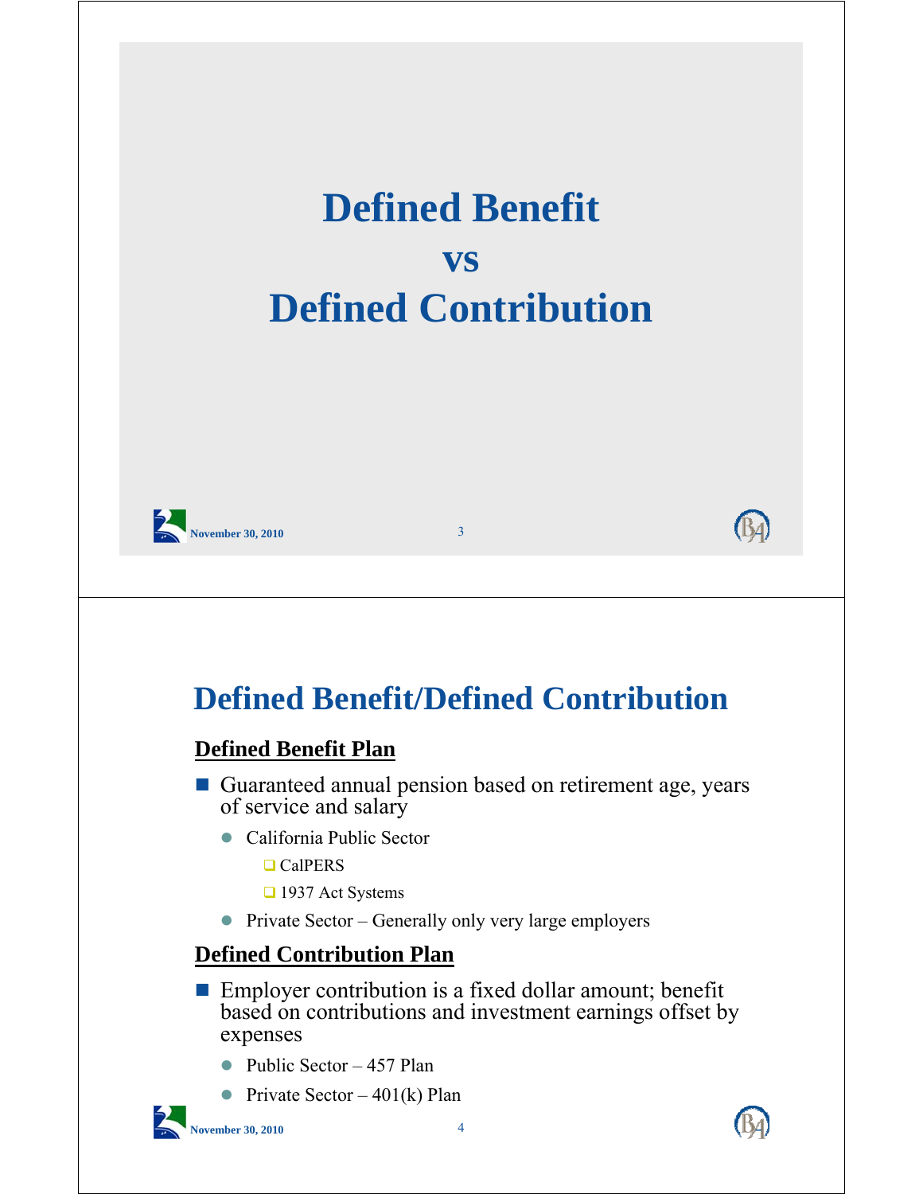# Defined Benefit
# vs
# Defined Contribution

## Defined Benefit/Defined Contribution

**Defined Benefit Plan**

- Guaranteed annual pension based on retirement age, years of service and salary
  - California Public Sector
    - CalPERS
    - 1937 Act Systems
  - Private Sector – Generally only very large employers

**Defined Contribution Plan**

- Employer contribution is a fixed dollar amount; benefit based on contributions and investment earnings offset by expenses
  - Public Sector – 457 Plan
  - Private Sector – 401(k) Plan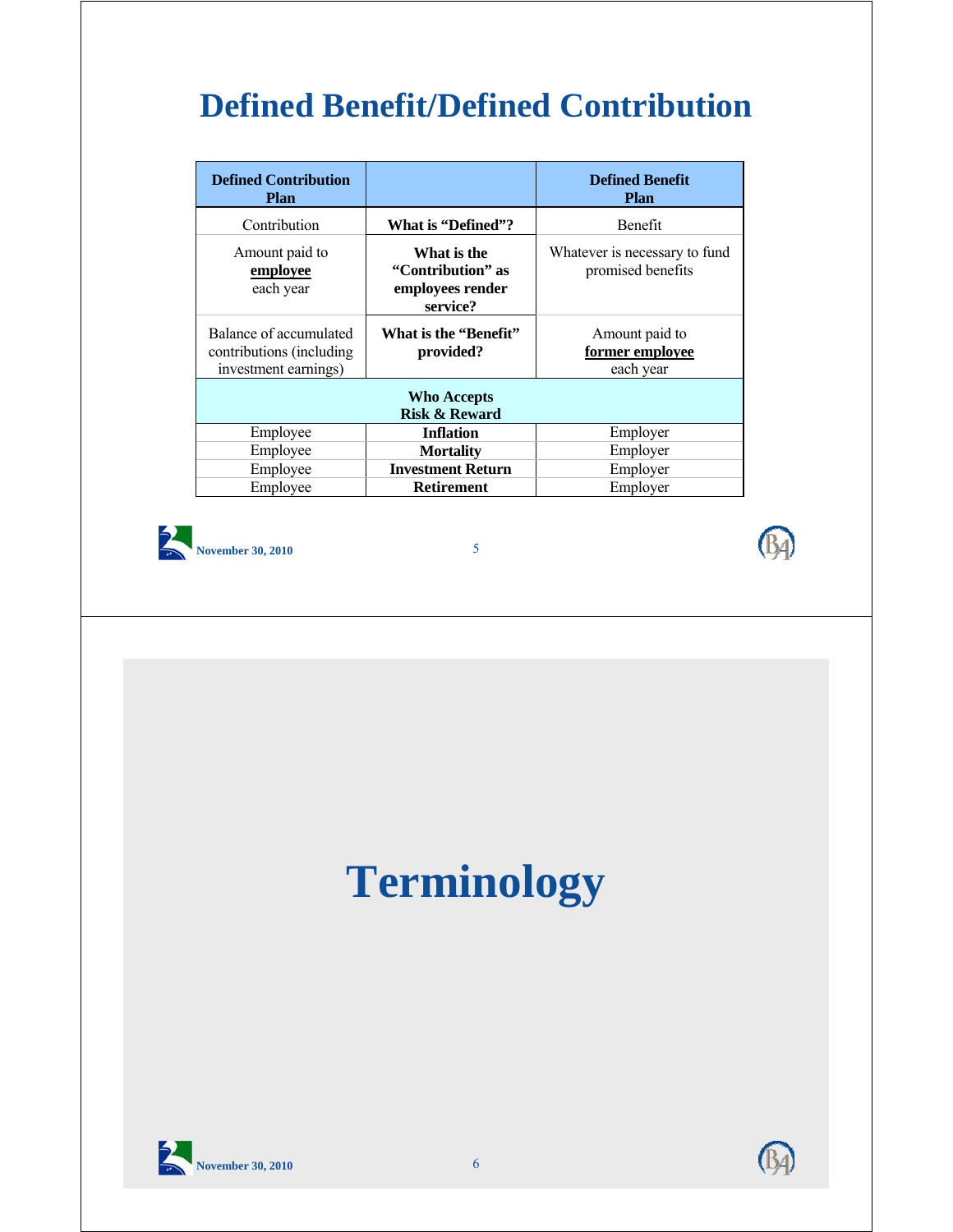# Defined Benefit/Defined Contribution

| Defined Contribution Plan | | Defined Benefit Plan |
|---|---|---|
| Contribution | **What is "Defined"?** | Benefit |
| Amount paid to **employee** each year | **What is the "Contribution" as employees render service?** | Whatever is necessary to fund promised benefits |
| Balance of accumulated contributions (including investment earnings) | **What is the "Benefit" provided?** | Amount paid to **former employee** each year |
| | **Who Accepts Risk & Reward** | |
| Employee | **Inflation** | Employer |
| Employee | **Mortality** | Employer |
| Employee | **Investment Return** | Employer |
| Employee | **Retirement** | Employer |

November 30, 2010

# Terminology

November 30, 2010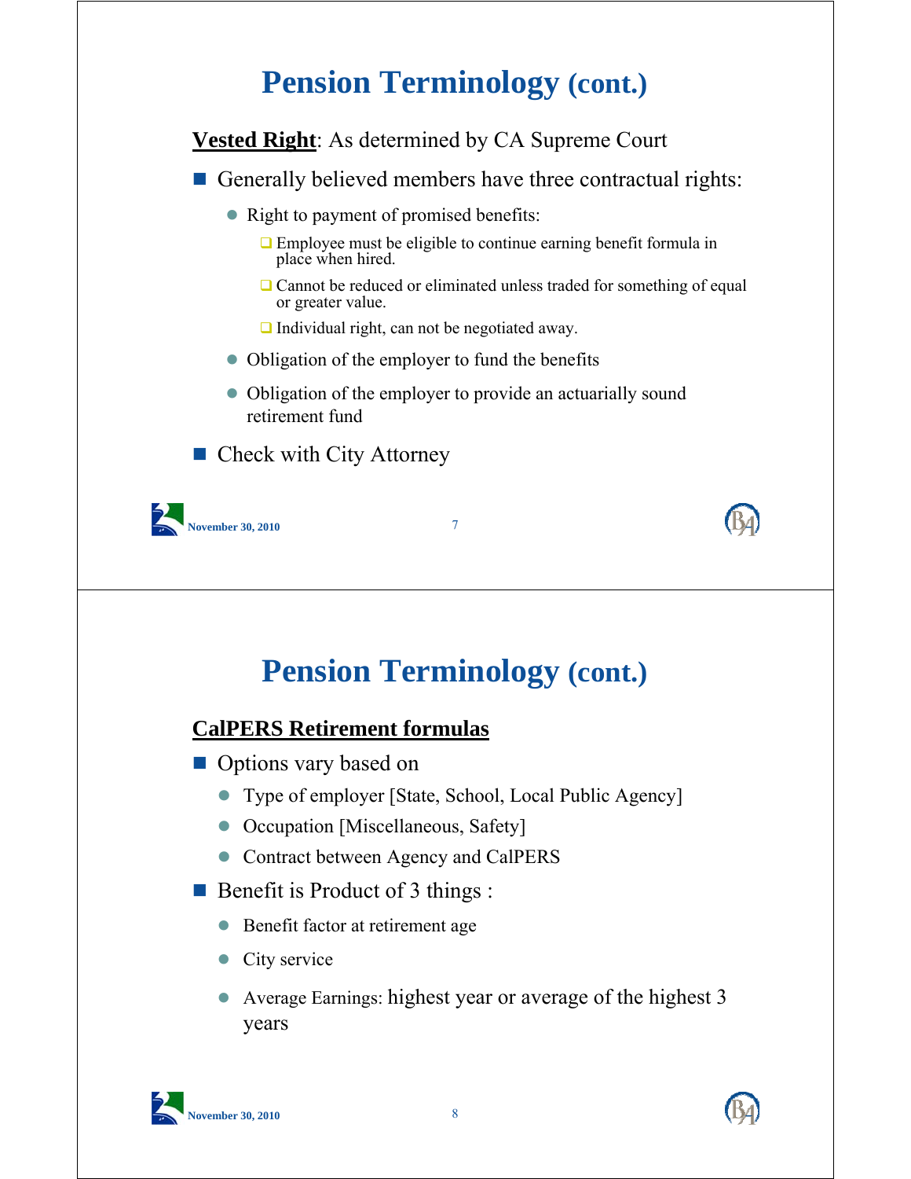# Pension Terminology (cont.)

**Vested Right**: As determined by CA Supreme Court

- Generally believed members have three contractual rights:
  - Right to payment of promised benefits:
    - Employee must be eligible to continue earning benefit formula in place when hired.
    - Cannot be reduced or eliminated unless traded for something of equal or greater value.
    - Individual right, can not be negotiated away.
  - Obligation of the employer to fund the benefits
  - Obligation of the employer to provide an actuarially sound retirement fund
- Check with City Attorney

# Pension Terminology (cont.)

**CalPERS Retirement formulas**

- Options vary based on
  - Type of employer [State, School, Local Public Agency]
  - Occupation [Miscellaneous, Safety]
  - Contract between Agency and CalPERS
- Benefit is Product of 3 things :
  - Benefit factor at retirement age
  - City service
  - Average Earnings: highest year or average of the highest 3 years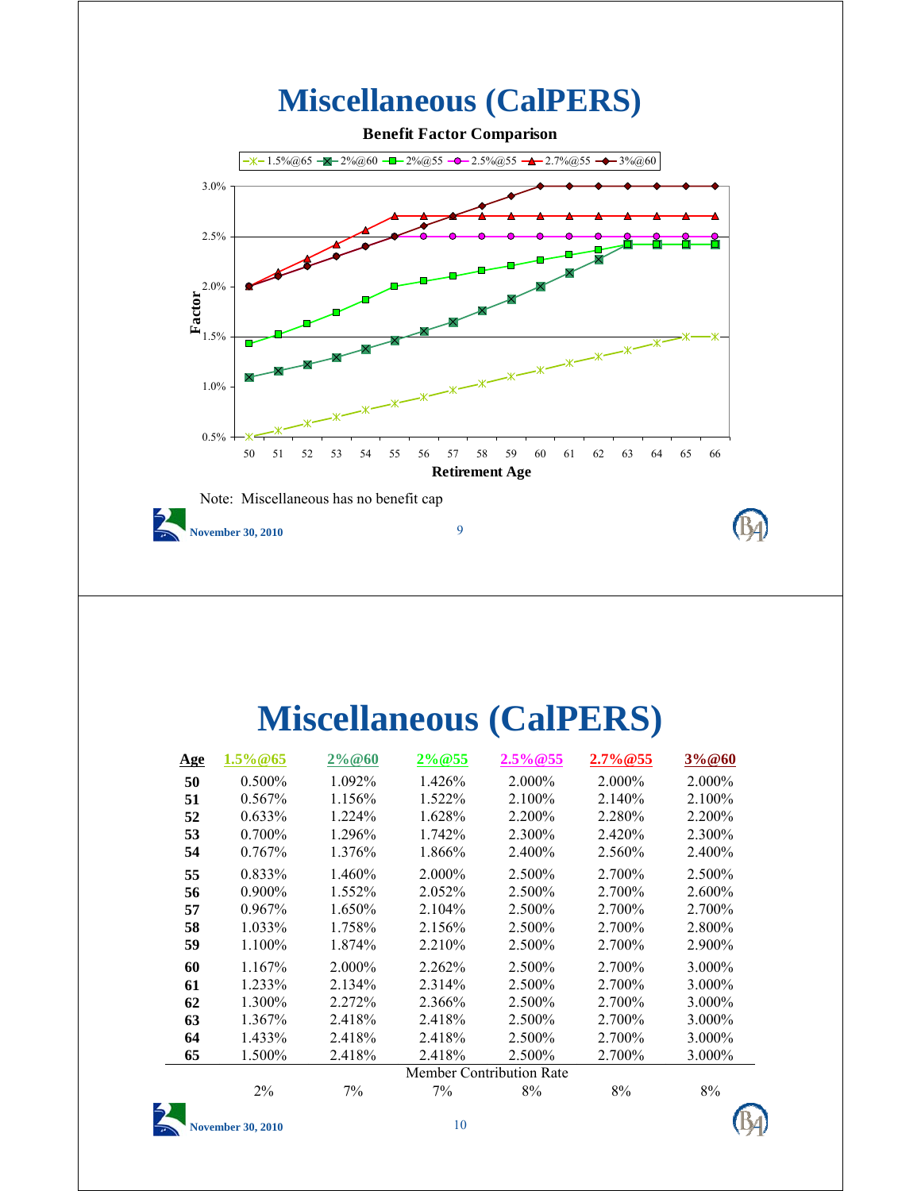# Miscellaneous (CalPERS)

**Benefit Factor Comparison**

Note: Miscellaneous has no benefit cap

# Miscellaneous (CalPERS)

| Age | 1.5%@65 | 2%@60 | 2%@55 | 2.5%@55 | 2.7%@55 | 3%@60 |
|---|---|---|---|---|---|---|
| **50** | 0.500% | 1.092% | 1.426% | 2.000% | 2.000% | 2.000% |
| **51** | 0.567% | 1.156% | 1.522% | 2.100% | 2.140% | 2.100% |
| **52** | 0.633% | 1.224% | 1.628% | 2.200% | 2.280% | 2.200% |
| **53** | 0.700% | 1.296% | 1.742% | 2.300% | 2.420% | 2.300% |
| **54** | 0.767% | 1.376% | 1.866% | 2.400% | 2.560% | 2.400% |
| **55** | 0.833% | 1.460% | 2.000% | 2.500% | 2.700% | 2.500% |
| **56** | 0.900% | 1.552% | 2.052% | 2.500% | 2.700% | 2.600% |
| **57** | 0.967% | 1.650% | 2.104% | 2.500% | 2.700% | 2.700% |
| **58** | 1.033% | 1.758% | 2.156% | 2.500% | 2.700% | 2.800% |
| **59** | 1.100% | 1.874% | 2.210% | 2.500% | 2.700% | 2.900% |
| **60** | 1.167% | 2.000% | 2.262% | 2.500% | 2.700% | 3.000% |
| **61** | 1.233% | 2.134% | 2.314% | 2.500% | 2.700% | 3.000% |
| **62** | 1.300% | 2.272% | 2.366% | 2.500% | 2.700% | 3.000% |
| **63** | 1.367% | 2.418% | 2.418% | 2.500% | 2.700% | 3.000% |
| **64** | 1.433% | 2.418% | 2.418% | 2.500% | 2.700% | 3.000% |
| **65** | 1.500% | 2.418% | 2.418% | 2.500% | 2.700% | 3.000% |
| | | | Member Contribution Rate | | | |
| | 2% | 7% | 7% | 8% | 8% | 8% |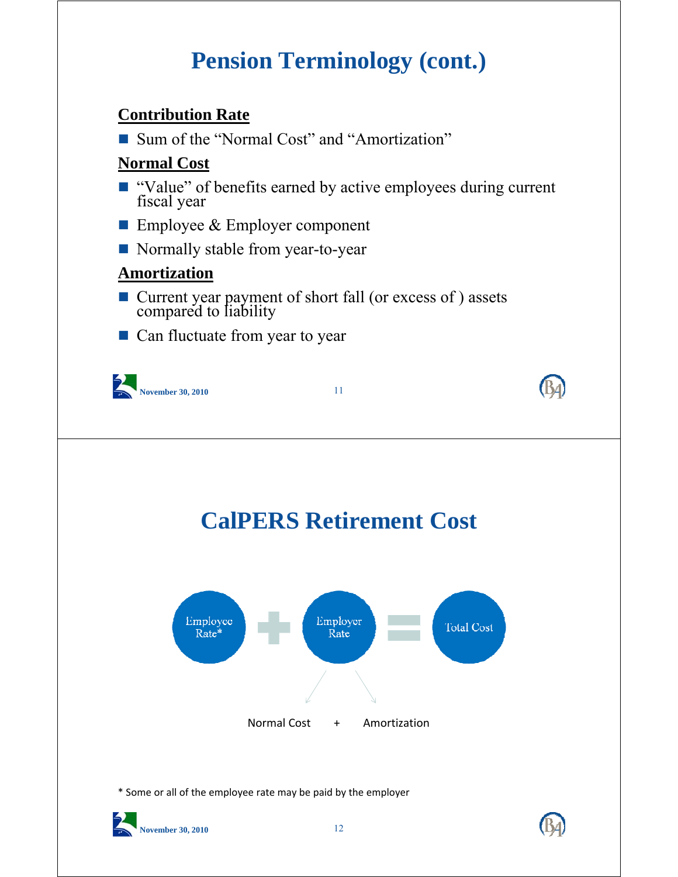# Pension Terminology (cont.)

**Contribution Rate**

- Sum of the "Normal Cost" and "Amortization"

**Normal Cost**

- "Value" of benefits earned by active employees during current fiscal year
- Employee & Employer component
- Normally stable from year-to-year

**Amortization**

- Current year payment of short fall (or excess of ) assets compared to liability
- Can fluctuate from year to year

# CalPERS Retirement Cost

Employee Rate* + Employer Rate = Total Cost

Employer Rate: Normal Cost + Amortization

\* Some or all of the employee rate may be paid by the employer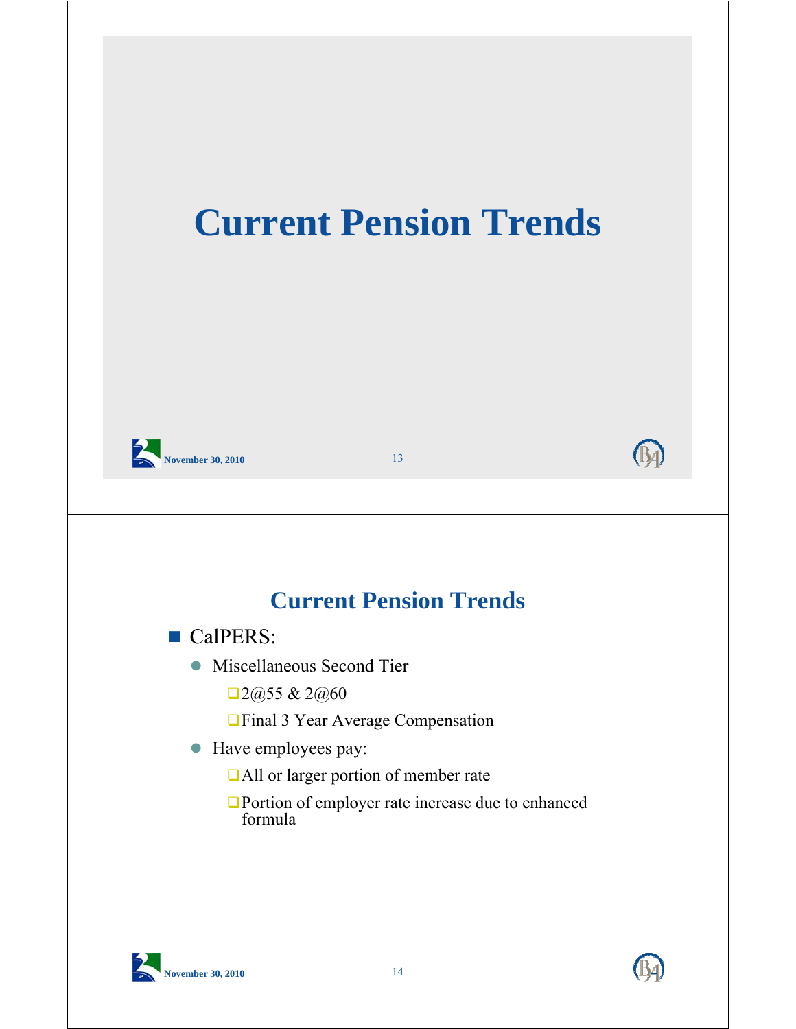# Current Pension Trends

## Current Pension Trends

- CalPERS:
  - Miscellaneous Second Tier
    - 2@55 & 2@60
    - Final 3 Year Average Compensation
  - Have employees pay:
    - All or larger portion of member rate
    - Portion of employer rate increase due to enhanced formula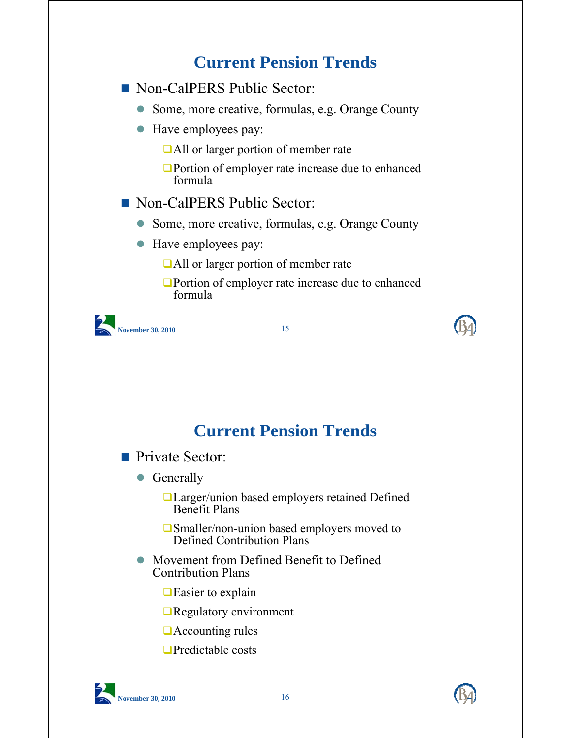## Current Pension Trends

- Non-CalPERS Public Sector:
  - Some, more creative, formulas, e.g. Orange County
  - Have employees pay:
    - All or larger portion of member rate
    - Portion of employer rate increase due to enhanced formula
- Non-CalPERS Public Sector:
  - Some, more creative, formulas, e.g. Orange County
  - Have employees pay:
    - All or larger portion of member rate
    - Portion of employer rate increase due to enhanced formula

November 30, 2010

## Current Pension Trends

- Private Sector:
  - Generally
    - Larger/union based employers retained Defined Benefit Plans
    - Smaller/non-union based employers moved to Defined Contribution Plans
  - Movement from Defined Benefit to Defined Contribution Plans
    - Easier to explain
    - Regulatory environment
    - Accounting rules
    - Predictable costs

November 30, 2010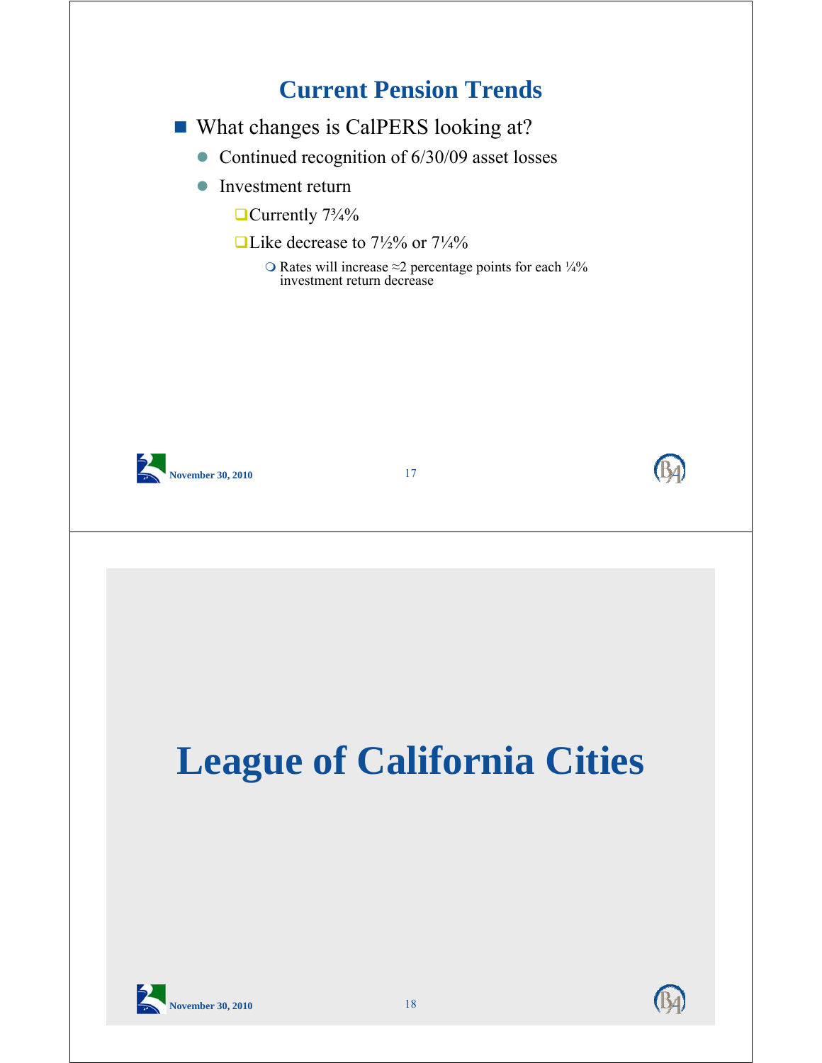## Current Pension Trends

- What changes is CalPERS looking at?
  - Continued recognition of 6/30/09 asset losses
  - Investment return
    - Currently 7¾%
    - Like decrease to 7½% or 7¼%
      - Rates will increase ≈2 percentage points for each ¼% investment return decrease

# League of California Cities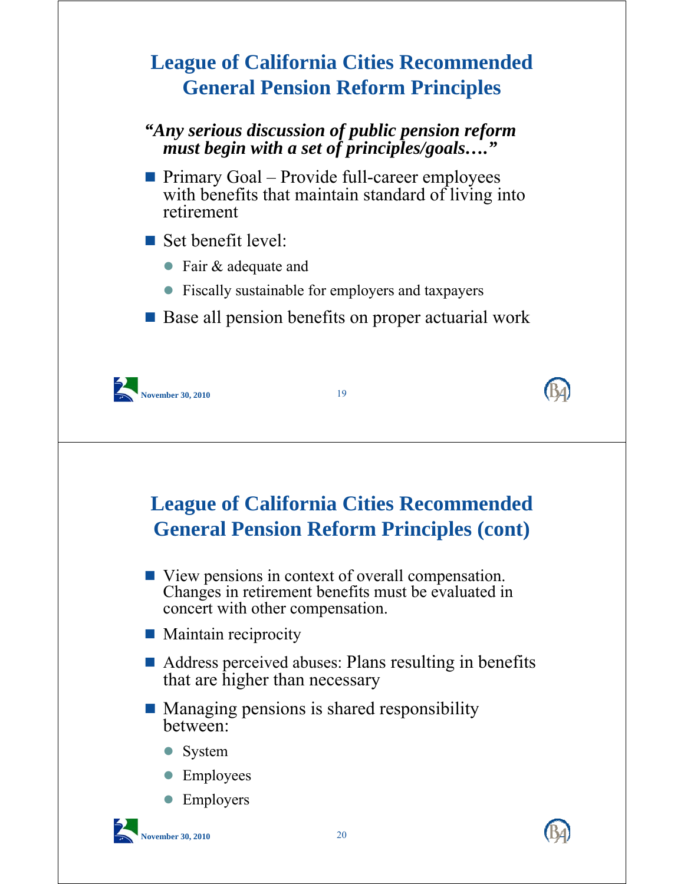## League of California Cities Recommended General Pension Reform Principles

***"Any serious discussion of public pension reform must begin with a set of principles/goals…."***

- Primary Goal – Provide full-career employees with benefits that maintain standard of living into retirement
- Set benefit level:
  - Fair & adequate and
  - Fiscally sustainable for employers and taxpayers
- Base all pension benefits on proper actuarial work

## League of California Cities Recommended General Pension Reform Principles (cont)

- View pensions in context of overall compensation. Changes in retirement benefits must be evaluated in concert with other compensation.
- Maintain reciprocity
- Address perceived abuses: Plans resulting in benefits that are higher than necessary
- Managing pensions is shared responsibility between:
  - System
  - Employees
  - Employers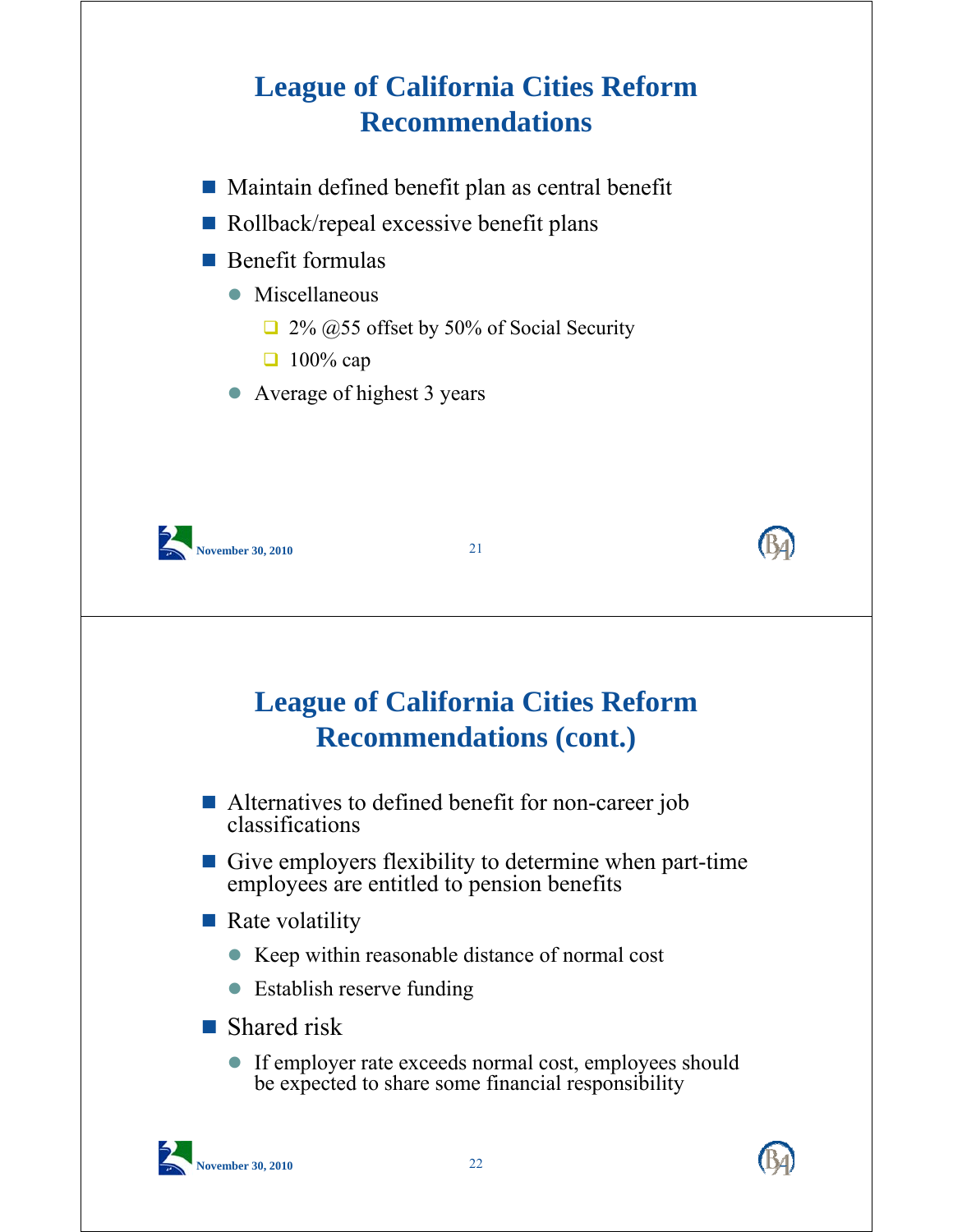## League of California Cities Reform Recommendations

- Maintain defined benefit plan as central benefit
- Rollback/repeal excessive benefit plans
- Benefit formulas
  - Miscellaneous
    - 2% @55 offset by 50% of Social Security
    - 100% cap
  - Average of highest 3 years

## League of California Cities Reform Recommendations (cont.)

- Alternatives to defined benefit for non-career job classifications
- Give employers flexibility to determine when part-time employees are entitled to pension benefits
- Rate volatility
  - Keep within reasonable distance of normal cost
  - Establish reserve funding
- Shared risk
  - If employer rate exceeds normal cost, employees should be expected to share some financial responsibility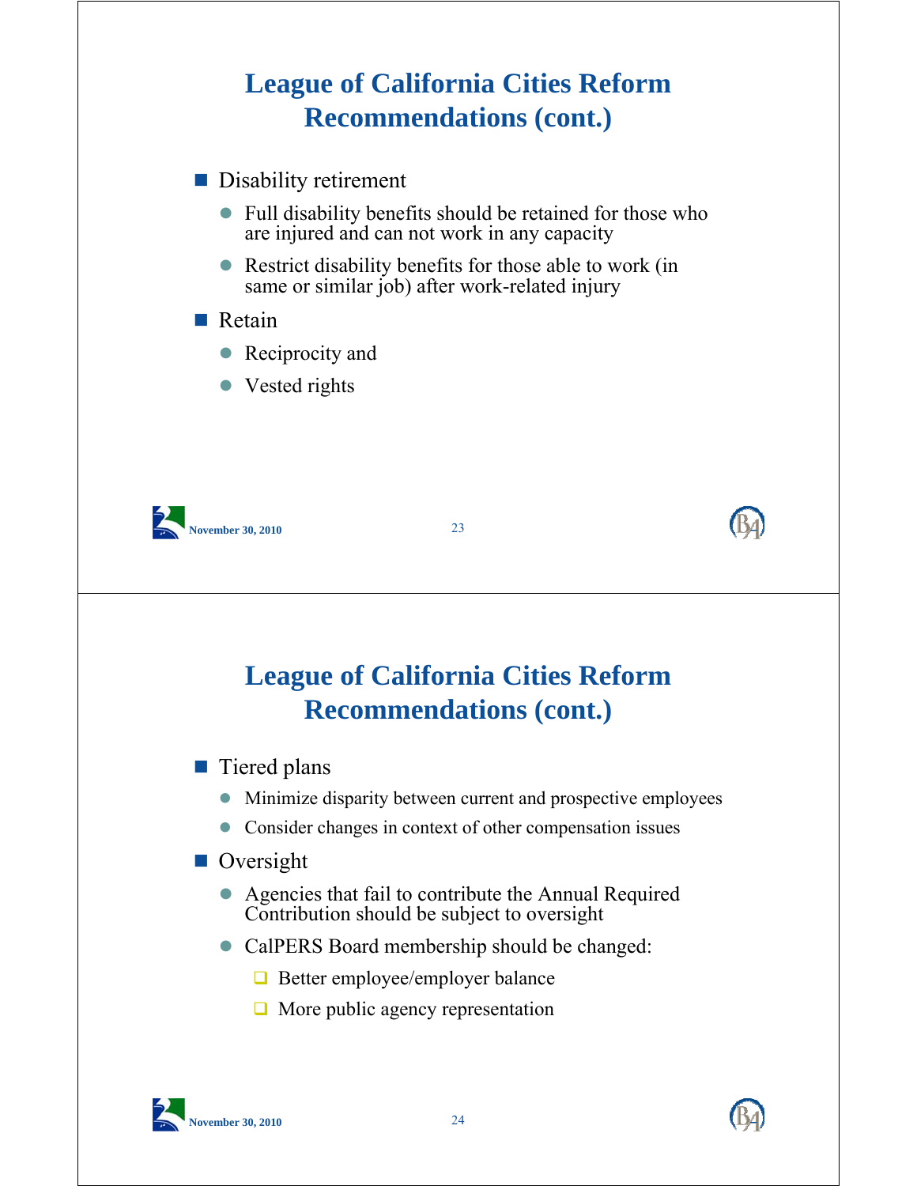## League of California Cities Reform Recommendations (cont.)

- Disability retirement
  - Full disability benefits should be retained for those who are injured and can not work in any capacity
  - Restrict disability benefits for those able to work (in same or similar job) after work-related injury
- Retain
  - Reciprocity and
  - Vested rights

November 30, 2010

## League of California Cities Reform Recommendations (cont.)

- Tiered plans
  - Minimize disparity between current and prospective employees
  - Consider changes in context of other compensation issues
- Oversight
  - Agencies that fail to contribute the Annual Required Contribution should be subject to oversight
  - CalPERS Board membership should be changed:
    - Better employee/employer balance
    - More public agency representation

November 30, 2010